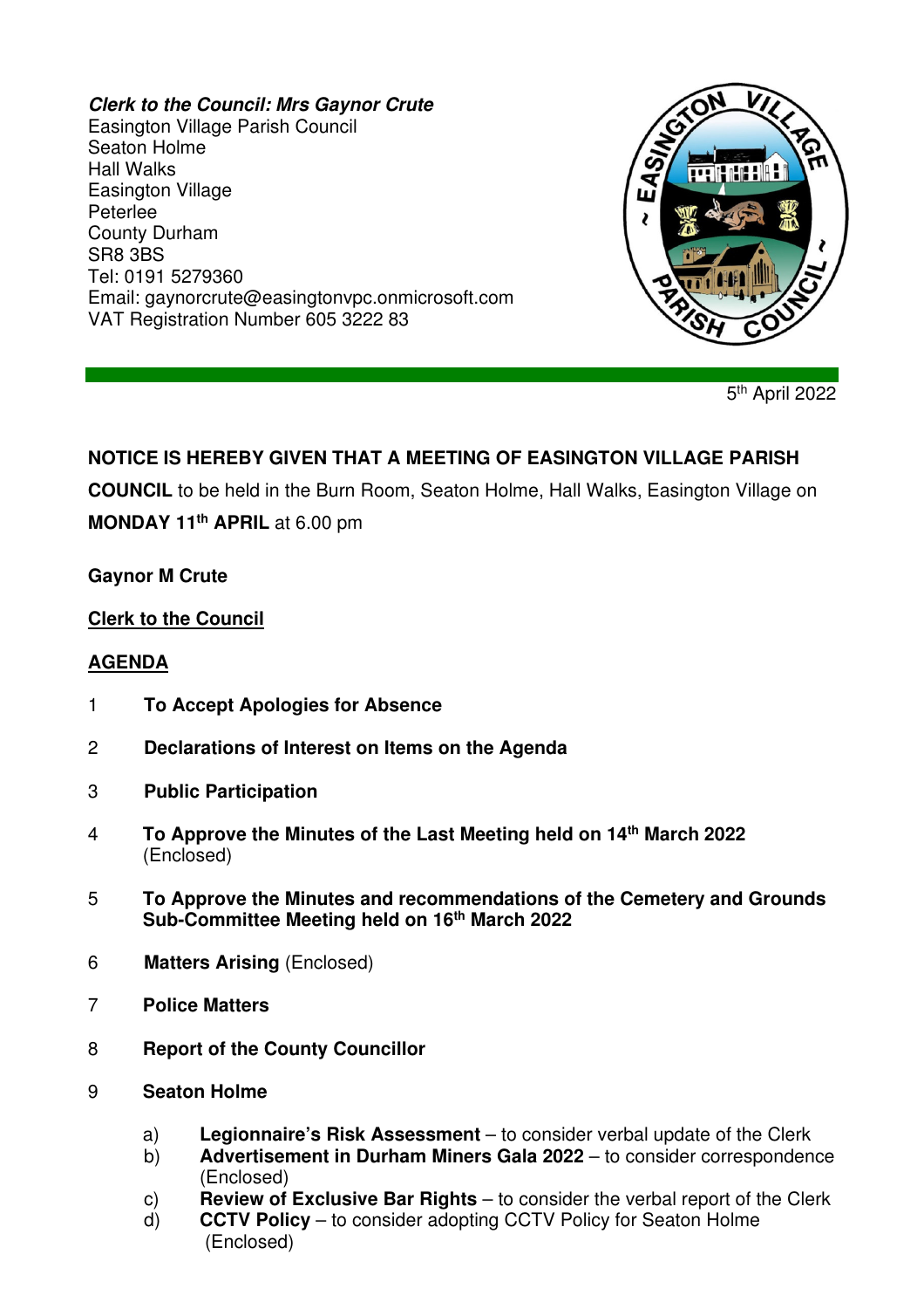***Clerk to the Council: Mrs Gaynor Crute***
Easington Village Parish Council
Seaton Holme
Hall Walks
Easington Village
Peterlee
County Durham
SR8 3BS
Tel: 0191 5279360
Email: gaynorcrute@easingtonvpc.onmicrosoft.com
VAT Registration Number 605 3222 83

5th April 2022

**NOTICE IS HEREBY GIVEN THAT A MEETING OF EASINGTON VILLAGE PARISH COUNCIL** to be held in the Burn Room, Seaton Holme, Hall Walks, Easington Village on **MONDAY 11th APRIL** at 6.00 pm

**Gaynor M Crute**

**Clerk to the Council**

## AGENDA

1 **To Accept Apologies for Absence**

2 **Declarations of Interest on Items on the Agenda**

3 **Public Participation**

4 **To Approve the Minutes of the Last Meeting held on 14th March 2022** (Enclosed)

5 **To Approve the Minutes and recommendations of the Cemetery and Grounds Sub-Committee Meeting held on 16th March 2022**

6 **Matters Arising** (Enclosed)

7 **Police Matters**

8 **Report of the County Councillor**

9 **Seaton Holme**

   a) **Legionnaire's Risk Assessment** – to consider verbal update of the Clerk
   b) **Advertisement in Durham Miners Gala 2022** – to consider correspondence (Enclosed)
   c) **Review of Exclusive Bar Rights** – to consider the verbal report of the Clerk
   d) **CCTV Policy** – to consider adopting CCTV Policy for Seaton Holme (Enclosed)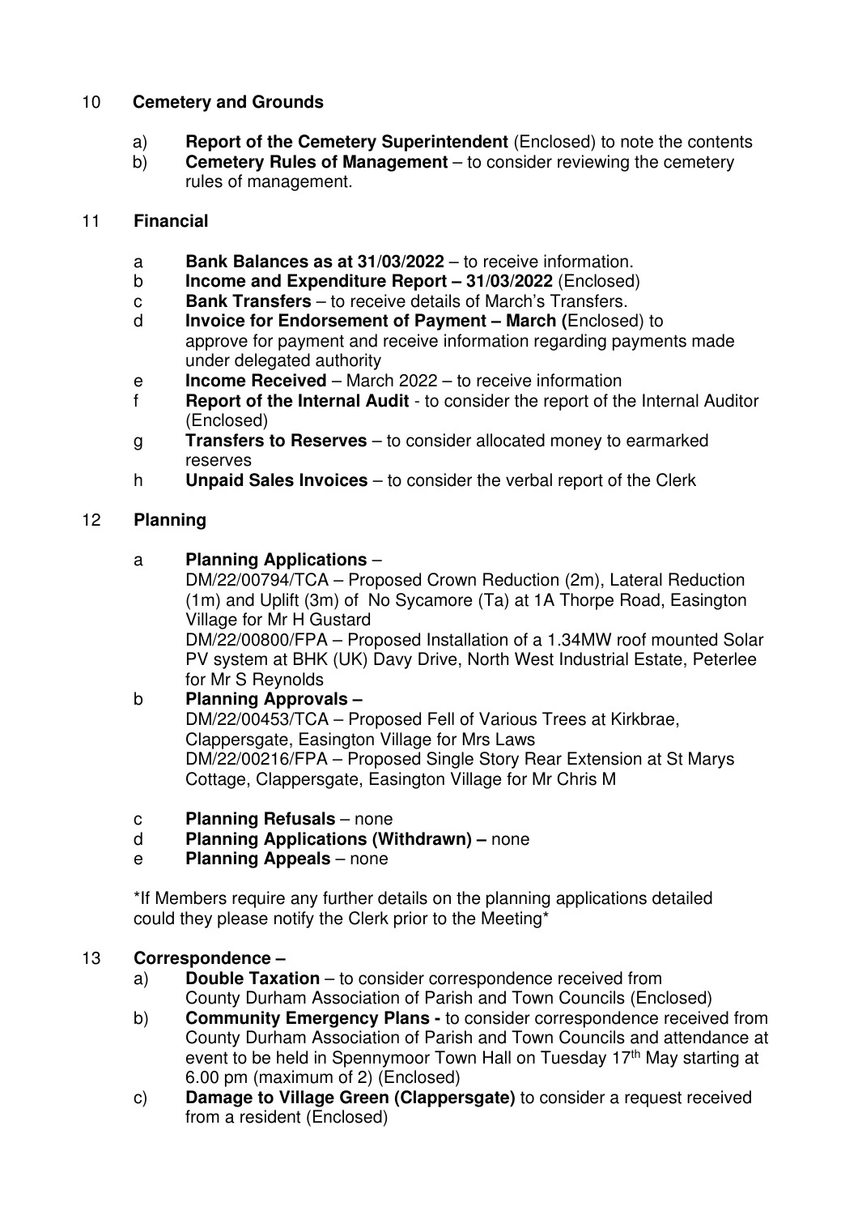## 10 Cemetery and Grounds

a) **Report of the Cemetery Superintendent** (Enclosed) to note the contents
b) **Cemetery Rules of Management** – to consider reviewing the cemetery rules of management.

## 11 Financial

a **Bank Balances as at 31/03/2022** – to receive information.
b **Income and Expenditure Report – 31/03/2022** (Enclosed)
c **Bank Transfers** – to receive details of March's Transfers.
d **Invoice for Endorsement of Payment – March (**Enclosed) to approve for payment and receive information regarding payments made under delegated authority
e **Income Received** – March 2022 – to receive information
f **Report of the Internal Audit** - to consider the report of the Internal Auditor (Enclosed)
g **Transfers to Reserves** – to consider allocated money to earmarked reserves
h **Unpaid Sales Invoices** – to consider the verbal report of the Clerk

## 12 Planning

a **Planning Applications** –
DM/22/00794/TCA – Proposed Crown Reduction (2m), Lateral Reduction (1m) and Uplift (3m) of No Sycamore (Ta) at 1A Thorpe Road, Easington Village for Mr H Gustard
DM/22/00800/FPA – Proposed Installation of a 1.34MW roof mounted Solar PV system at BHK (UK) Davy Drive, North West Industrial Estate, Peterlee for Mr S Reynolds

b **Planning Approvals –**
DM/22/00453/TCA – Proposed Fell of Various Trees at Kirkbrae, Clappersgate, Easington Village for Mrs Laws
DM/22/00216/FPA – Proposed Single Story Rear Extension at St Marys Cottage, Clappersgate, Easington Village for Mr Chris M

c **Planning Refusals** – none
d **Planning Applications (Withdrawn) –** none
e **Planning Appeals** – none

*If Members require any further details on the planning applications detailed could they please notify the Clerk prior to the Meeting*

## 13 Correspondence –

a) **Double Taxation** – to consider correspondence received from County Durham Association of Parish and Town Councils (Enclosed)
b) **Community Emergency Plans -** to consider correspondence received from County Durham Association of Parish and Town Councils and attendance at event to be held in Spennymoor Town Hall on Tuesday 17th May starting at 6.00 pm (maximum of 2) (Enclosed)
c) **Damage to Village Green (Clappersgate)** to consider a request received from a resident (Enclosed)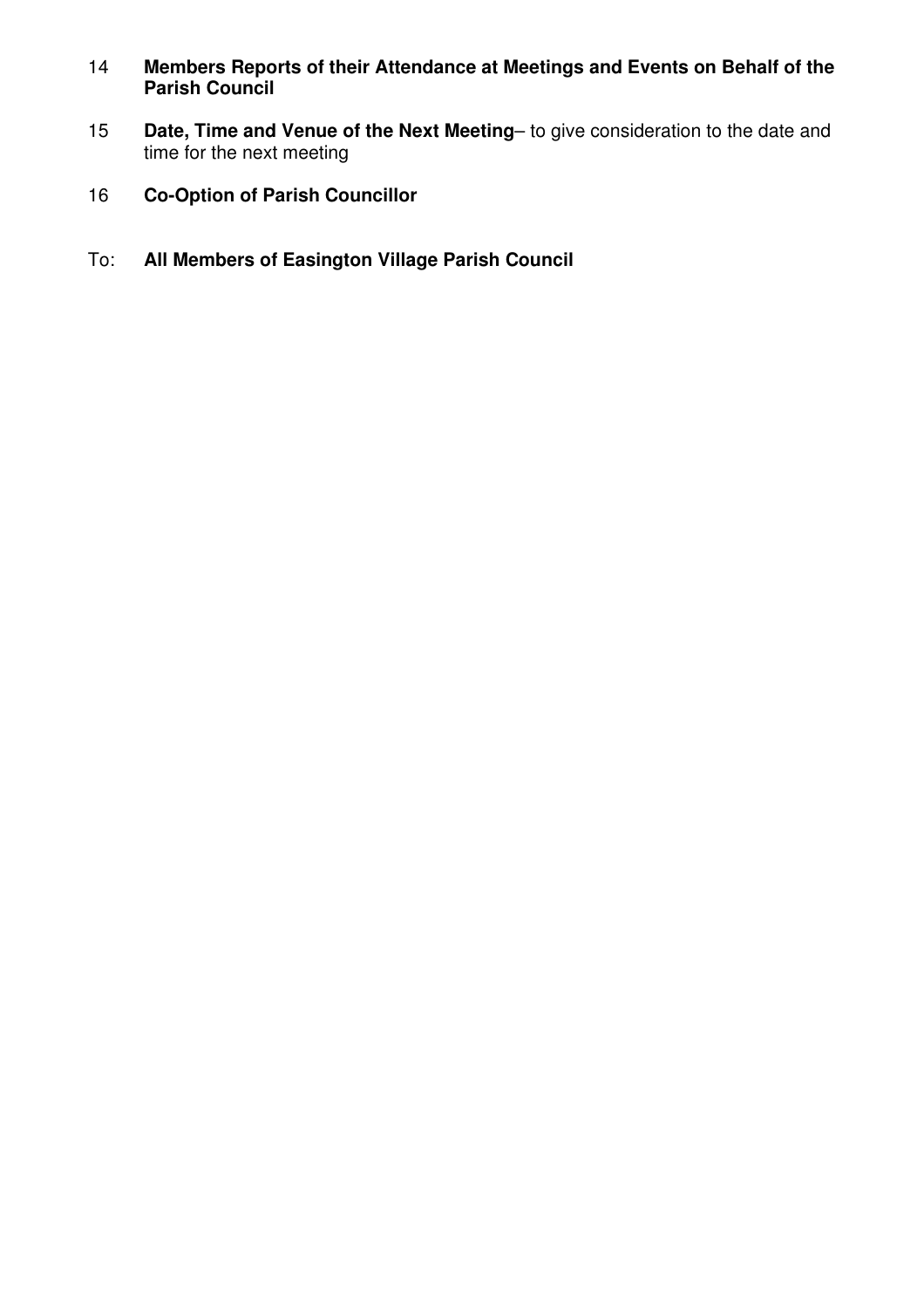14 **Members Reports of their Attendance at Meetings and Events on Behalf of the Parish Council**

15 **Date, Time and Venue of the Next Meeting**– to give consideration to the date and time for the next meeting

16 **Co-Option of Parish Councillor**

To: **All Members of Easington Village Parish Council**